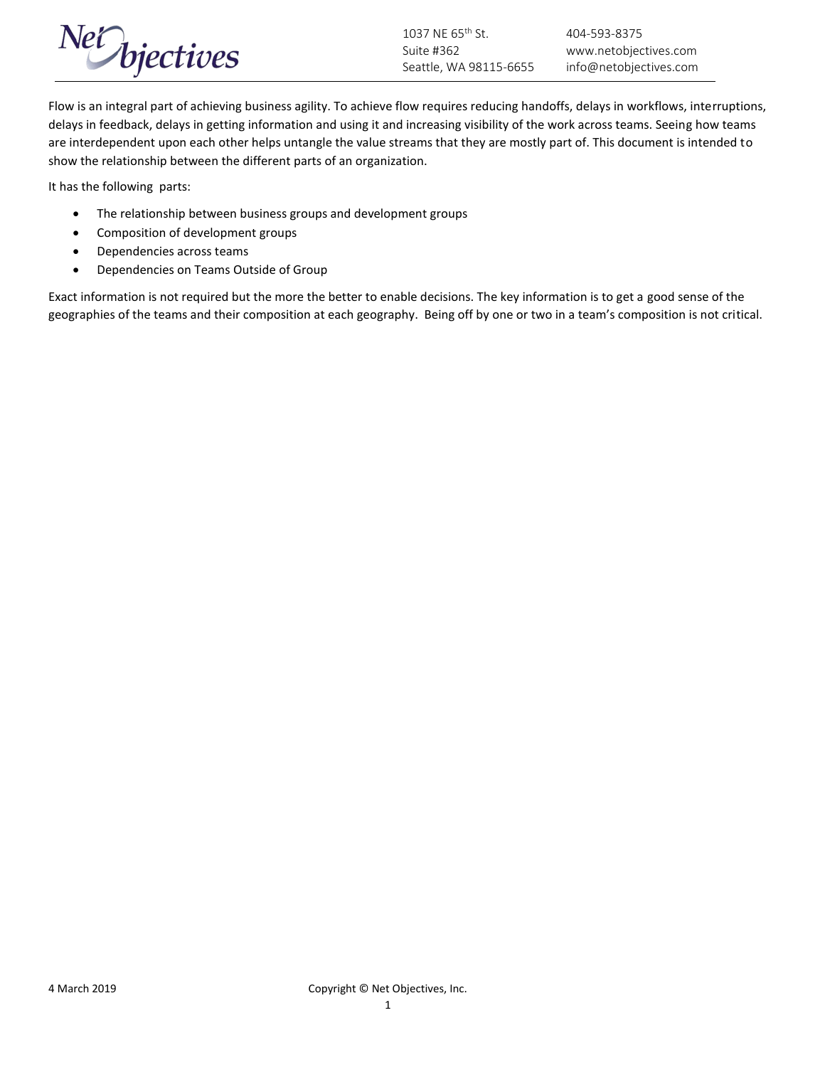Flow is an integral part of achieving business agility. To achieve flow requires reducing handoffs, delays in workflows, interruptions, delays in feedback, delays in getting information and using it and increasing visibility of the work across teams. Seeing how teams are interdependent upon each other helps untangle the value streams that they are mostly part of. This document is intended to show the relationship between the different parts of an organization.

It has the following parts:

- The relationship between business groups and development groups
- Composition of development groups
- Dependencies across teams
- Dependencies on Teams Outside of Group

Exact information is not required but the more the better to enable decisions. The key information is to get a good sense of the geographies of the teams and their composition at each geography. Being off by one or two in a team's composition is not critical.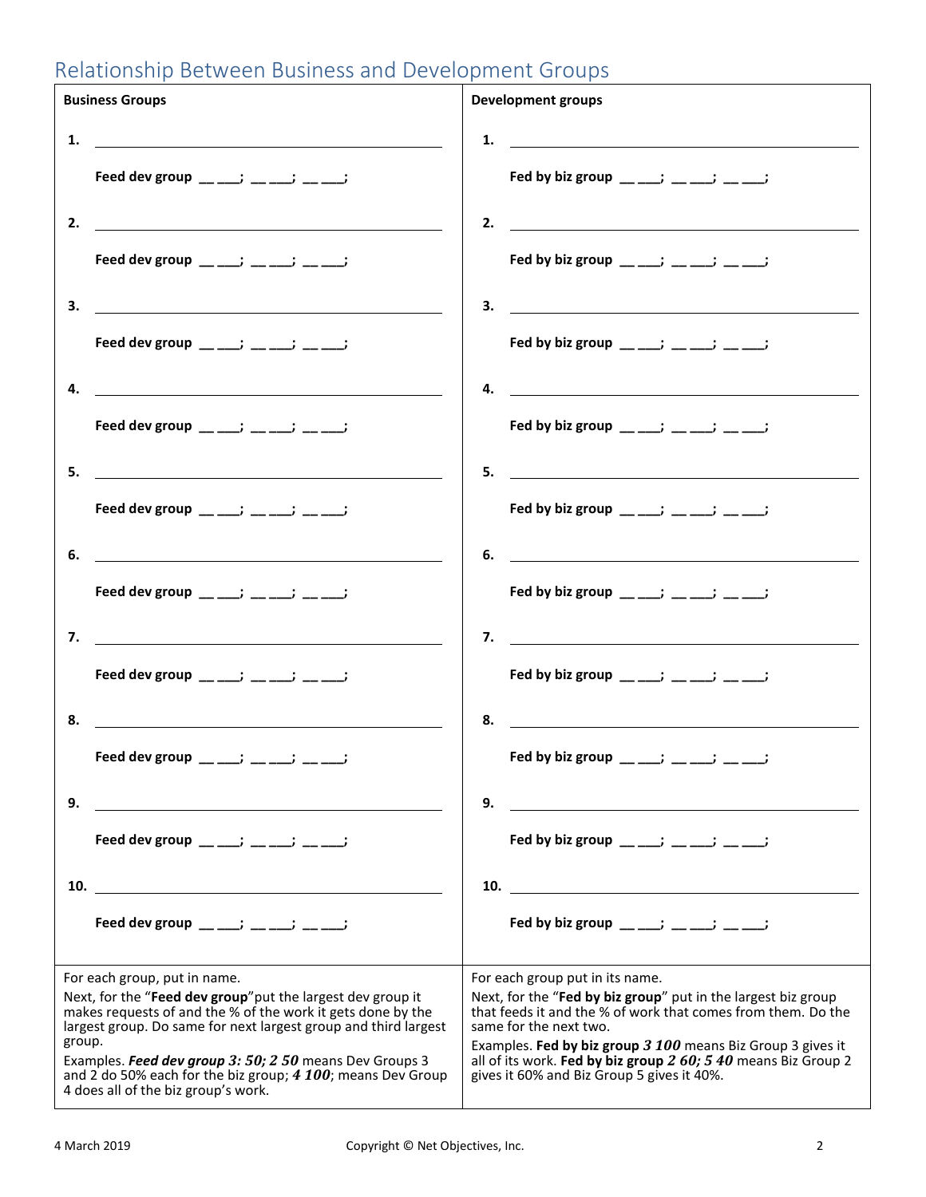## Relationship Between Business and Development Groups

| Business Groups | Development groups |
|---|---|
| **1.** ____________________ | **1.** ____________________ |
| **Feed dev group** __ ___; __ ___; __ ___; | **Fed by biz group** __ ___; __ ___; __ ___; |
| **2.** ____________________ | **2.** ____________________ |
| **Feed dev group** __ ___; __ ___; __ ___; | **Fed by biz group** __ ___; __ ___; __ ___; |
| **3.** ____________________ | **3.** ____________________ |
| **Feed dev group** __ ___; __ ___; __ ___; | **Fed by biz group** __ ___; __ ___; __ ___; |
| **4.** ____________________ | **4.** ____________________ |
| **Feed dev group** __ ___; __ ___; __ ___; | **Fed by biz group** __ ___; __ ___; __ ___; |
| **5.** ____________________ | **5.** ____________________ |
| **Feed dev group** __ ___; __ ___; __ ___; | **Fed by biz group** __ ___; __ ___; __ ___; |
| **6.** ____________________ | **6.** ____________________ |
| **Feed dev group** __ ___; __ ___; __ ___; | **Fed by biz group** __ ___; __ ___; __ ___; |
| **7.** ____________________ | **7.** ____________________ |
| **Feed dev group** __ ___; __ ___; __ ___; | **Fed by biz group** __ ___; __ ___; __ ___; |
| **8.** ____________________ | **8.** ____________________ |
| **Feed dev group** __ ___; __ ___; __ ___; | **Fed by biz group** __ ___; __ ___; __ ___; |
| **9.** ____________________ | **9.** ____________________ |
| **Feed dev group** __ ___; __ ___; __ ___; | **Fed by biz group** __ ___; __ ___; __ ___; |
| **10.** ____________________ | **10.** ____________________ |
| **Feed dev group** __ ___; __ ___; __ ___; | **Fed by biz group** __ ___; __ ___; __ ___; |
| For each group, put in name. Next, for the "**Feed dev group**" put the largest dev group it makes requests of and the % of the work it gets done by the largest group. Do same for next largest group and third largest group. Examples. ***Feed dev group 3: 50; 2 50*** means Dev Groups 3 and 2 do 50% each for the biz group; ***4 100***; means Dev Group 4 does all of the biz group's work. | For each group put in its name. Next, for the "**Fed by biz group**" put in the largest biz group that feeds it and the % of work that comes from them. Do the same for the next two. Examples. **Fed by biz group *3 100*** means Biz Group 3 gives it all of its work. **Fed by biz group *2 60; 5 40*** means Biz Group 2 gives it 60% and Biz Group 5 gives it 40%. |

4 March 2019

Copyright © Net Objectives, Inc.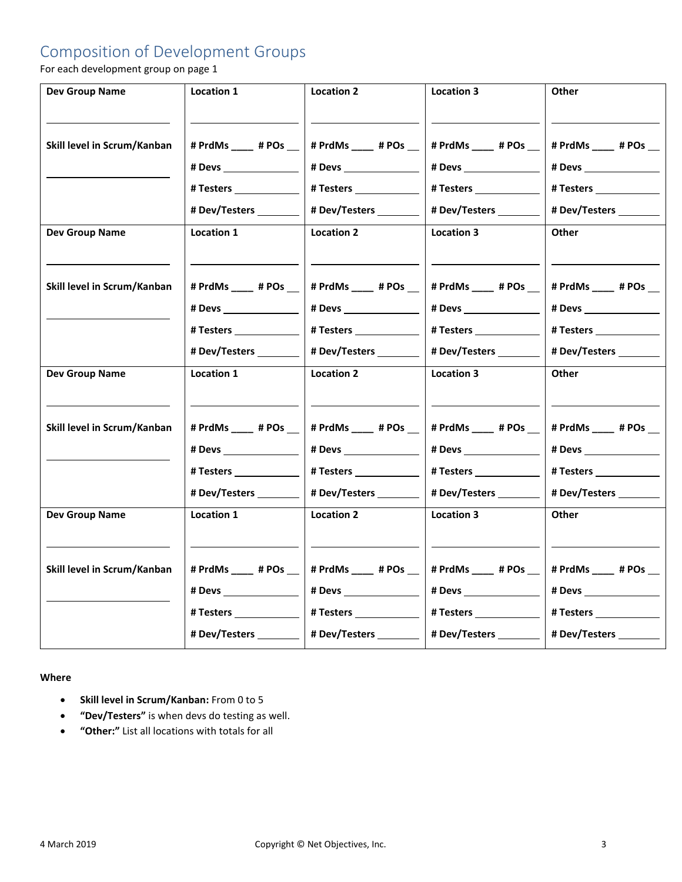## Composition of Development Groups

For each development group on page 1

| Dev Group Name | Location 1 | Location 2 | Location 3 | Other |
|---|---|---|---|---|
| ______________ | ______________ | ______________ | ______________ | ______________ |
| Skill level in Scrum/Kanban | # PrdMs ____ # POs __ | # PrdMs ____ # POs __ | # PrdMs ____ # POs __ | # PrdMs ____ # POs __ |
| ______________ | # Devs ____________ | # Devs ____________ | # Devs ____________ | # Devs ____________ |
| | # Testers __________ | # Testers __________ | # Testers __________ | # Testers __________ |
| | # Dev/Testers _______ | # Dev/Testers _______ | # Dev/Testers _______ | # Dev/Testers _______ |
| **Dev Group Name** | **Location 1** | **Location 2** | **Location 3** | **Other** |
| ______________ | ______________ | ______________ | ______________ | ______________ |
| Skill level in Scrum/Kanban | # PrdMs ____ # POs __ | # PrdMs ____ # POs __ | # PrdMs ____ # POs __ | # PrdMs ____ # POs __ |
| ______________ | # Devs ____________ | # Devs ____________ | # Devs ____________ | # Devs ____________ |
| | # Testers __________ | # Testers __________ | # Testers __________ | # Testers __________ |
| | # Dev/Testers _______ | # Dev/Testers _______ | # Dev/Testers _______ | # Dev/Testers _______ |
| **Dev Group Name** | **Location 1** | **Location 2** | **Location 3** | **Other** |
| ______________ | ______________ | ______________ | ______________ | ______________ |
| Skill level in Scrum/Kanban | # PrdMs ____ # POs __ | # PrdMs ____ # POs __ | # PrdMs ____ # POs __ | # PrdMs ____ # POs __ |
| ______________ | # Devs ____________ | # Devs ____________ | # Devs ____________ | # Devs ____________ |
| | # Testers __________ | # Testers __________ | # Testers __________ | # Testers __________ |
| | # Dev/Testers _______ | # Dev/Testers _______ | # Dev/Testers _______ | # Dev/Testers _______ |
| **Dev Group Name** | **Location 1** | **Location 2** | **Location 3** | **Other** |
| ______________ | ______________ | ______________ | ______________ | ______________ |
| Skill level in Scrum/Kanban | # PrdMs ____ # POs __ | # PrdMs ____ # POs __ | # PrdMs ____ # POs __ | # PrdMs ____ # POs __ |
| ______________ | # Devs ____________ | # Devs ____________ | # Devs ____________ | # Devs ____________ |
| | # Testers __________ | # Testers __________ | # Testers __________ | # Testers __________ |
| | # Dev/Testers _______ | # Dev/Testers _______ | # Dev/Testers _______ | # Dev/Testers _______ |

**Where**

- **Skill level in Scrum/Kanban:** From 0 to 5
- **"Dev/Testers"** is when devs do testing as well.
- **"Other:"** List all locations with totals for all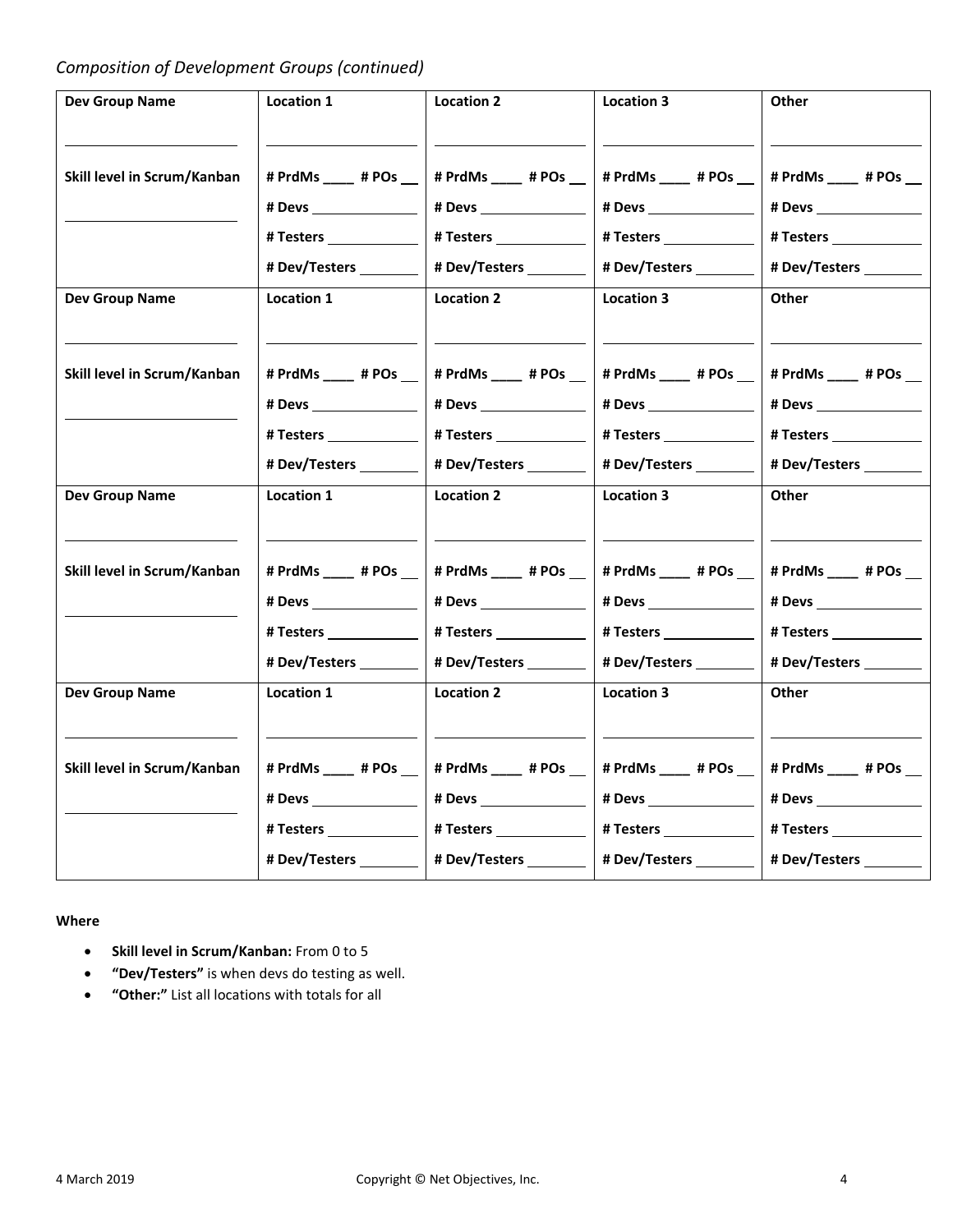*Composition of Development Groups (continued)*

| Dev Group Name | Location 1 | Location 2 | Location 3 | Other |
|---|---|---|---|---|
| ____________ | ____________ | ____________ | ____________ | ____________ |
| Skill level in Scrum/Kanban | # PrdMs ____ # POs __ | # PrdMs ____ # POs __ | # PrdMs ____ # POs __ | # PrdMs ____ # POs __ |
| ____________ | # Devs ________ | # Devs ________ | # Devs ________ | # Devs ________ |
| | # Testers ________ | # Testers ________ | # Testers ________ | # Testers ________ |
| | # Dev/Testers ______ | # Dev/Testers ______ | # Dev/Testers ______ | # Dev/Testers ______ |
| **Dev Group Name** | **Location 1** | **Location 2** | **Location 3** | **Other** |
| ____________ | ____________ | ____________ | ____________ | ____________ |
| Skill level in Scrum/Kanban | # PrdMs ____ # POs __ | # PrdMs ____ # POs __ | # PrdMs ____ # POs __ | # PrdMs ____ # POs __ |
| ____________ | # Devs ________ | # Devs ________ | # Devs ________ | # Devs ________ |
| | # Testers ________ | # Testers ________ | # Testers ________ | # Testers ________ |
| | # Dev/Testers ______ | # Dev/Testers ______ | # Dev/Testers ______ | # Dev/Testers ______ |
| **Dev Group Name** | **Location 1** | **Location 2** | **Location 3** | **Other** |
| ____________ | ____________ | ____________ | ____________ | ____________ |
| Skill level in Scrum/Kanban | # PrdMs ____ # POs __ | # PrdMs ____ # POs __ | # PrdMs ____ # POs __ | # PrdMs ____ # POs __ |
| ____________ | # Devs ________ | # Devs ________ | # Devs ________ | # Devs ________ |
| | # Testers ________ | # Testers ________ | # Testers ________ | # Testers ________ |
| | # Dev/Testers ______ | # Dev/Testers ______ | # Dev/Testers ______ | # Dev/Testers ______ |
| **Dev Group Name** | **Location 1** | **Location 2** | **Location 3** | **Other** |
| ____________ | ____________ | ____________ | ____________ | ____________ |
| Skill level in Scrum/Kanban | # PrdMs ____ # POs __ | # PrdMs ____ # POs __ | # PrdMs ____ # POs __ | # PrdMs ____ # POs __ |
| ____________ | # Devs ________ | # Devs ________ | # Devs ________ | # Devs ________ |
| | # Testers ________ | # Testers ________ | # Testers ________ | # Testers ________ |
| | # Dev/Testers ______ | # Dev/Testers ______ | # Dev/Testers ______ | # Dev/Testers ______ |

**Where**

- **Skill level in Scrum/Kanban:** From 0 to 5
- **"Dev/Testers"** is when devs do testing as well.
- **"Other:"** List all locations with totals for all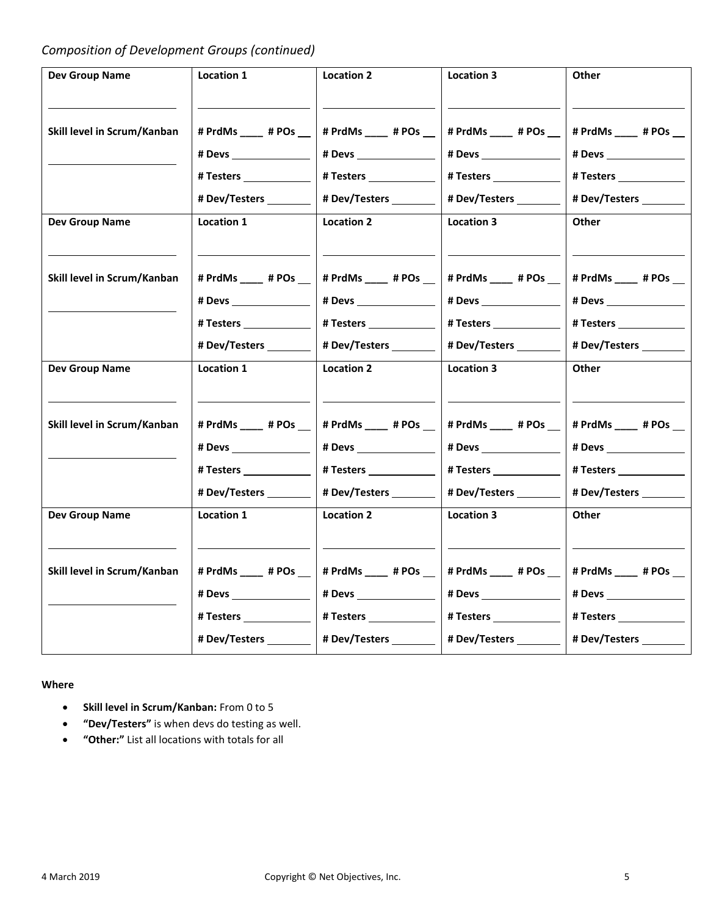*Composition of Development Groups (continued)*

| Dev Group Name | Location 1 | Location 2 | Location 3 | Other |
| --- | --- | --- | --- | --- |
| ____________________ | ____________________ | ____________________ | ____________________ | ____________________ |
| **Skill level in Scrum/Kanban** | **# PrdMs ____ # POs __** | **# PrdMs ____ # POs __** | **# PrdMs ____ # POs __** | **# PrdMs ____ # POs __** |
| ____________________ | **# Devs ____________** | **# Devs ____________** | **# Devs ____________** | **# Devs ____________** |
| | **# Testers __________** | **# Testers __________** | **# Testers __________** | **# Testers __________** |
| | **# Dev/Testers _______** | **# Dev/Testers _______** | **# Dev/Testers _______** | **# Dev/Testers _______** |
| **Dev Group Name** | **Location 1** | **Location 2** | **Location 3** | **Other** |
| ____________________ | ____________________ | ____________________ | ____________________ | ____________________ |
| **Skill level in Scrum/Kanban** | **# PrdMs ____ # POs __** | **# PrdMs ____ # POs __** | **# PrdMs ____ # POs __** | **# PrdMs ____ # POs __** |
| ____________________ | **# Devs ____________** | **# Devs ____________** | **# Devs ____________** | **# Devs ____________** |
| | **# Testers __________** | **# Testers __________** | **# Testers __________** | **# Testers __________** |
| | **# Dev/Testers _______** | **# Dev/Testers _______** | **# Dev/Testers _______** | **# Dev/Testers _______** |
| **Dev Group Name** | **Location 1** | **Location 2** | **Location 3** | **Other** |
| ____________________ | ____________________ | ____________________ | ____________________ | ____________________ |
| **Skill level in Scrum/Kanban** | **# PrdMs ____ # POs __** | **# PrdMs ____ # POs __** | **# PrdMs ____ # POs __** | **# PrdMs ____ # POs __** |
| ____________________ | **# Devs ____________** | **# Devs ____________** | **# Devs ____________** | **# Devs ____________** |
| | **# Testers __________** | **# Testers __________** | **# Testers __________** | **# Testers __________** |
| | **# Dev/Testers _______** | **# Dev/Testers _______** | **# Dev/Testers _______** | **# Dev/Testers _______** |
| **Dev Group Name** | **Location 1** | **Location 2** | **Location 3** | **Other** |
| ____________________ | ____________________ | ____________________ | ____________________ | ____________________ |
| **Skill level in Scrum/Kanban** | **# PrdMs ____ # POs __** | **# PrdMs ____ # POs __** | **# PrdMs ____ # POs __** | **# PrdMs ____ # POs __** |
| ____________________ | **# Devs ____________** | **# Devs ____________** | **# Devs ____________** | **# Devs ____________** |
| | **# Testers __________** | **# Testers __________** | **# Testers __________** | **# Testers __________** |
| | **# Dev/Testers _______** | **# Dev/Testers _______** | **# Dev/Testers _______** | **# Dev/Testers _______** |

**Where**

- **Skill level in Scrum/Kanban:** From 0 to 5
- **"Dev/Testers"** is when devs do testing as well.
- **"Other:"** List all locations with totals for all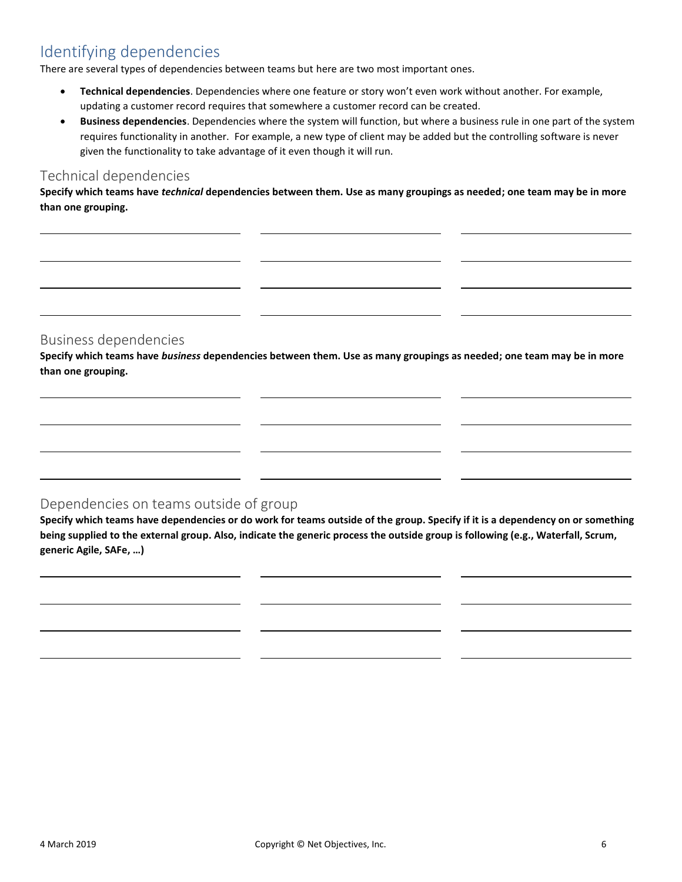## Identifying dependencies

There are several types of dependencies between teams but here are two most important ones.

- **Technical dependencies**. Dependencies where one feature or story won't even work without another. For example, updating a customer record requires that somewhere a customer record can be created.
- **Business dependencies**. Dependencies where the system will function, but where a business rule in one part of the system requires functionality in another. For example, a new type of client may be added but the controlling software is never given the functionality to take advantage of it even though it will run.

### Technical dependencies

**Specify which teams have *technical* dependencies between them. Use as many groupings as needed; one team may be in more than one grouping.**

| | | |
|---|---|---|
| | | |
| | | |
| | | |
| | | |

### Business dependencies

**Specify which teams have *business* dependencies between them. Use as many groupings as needed; one team may be in more than one grouping.**

| | | |
|---|---|---|
| | | |
| | | |
| | | |
| | | |

### Dependencies on teams outside of group

**Specify which teams have dependencies or do work for teams outside of the group. Specify if it is a dependency on or something being supplied to the external group. Also, indicate the generic process the outside group is following (e.g., Waterfall, Scrum, generic Agile, SAFe, …)**

| | | |
|---|---|---|
| | | |
| | | |
| | | |
| | | |